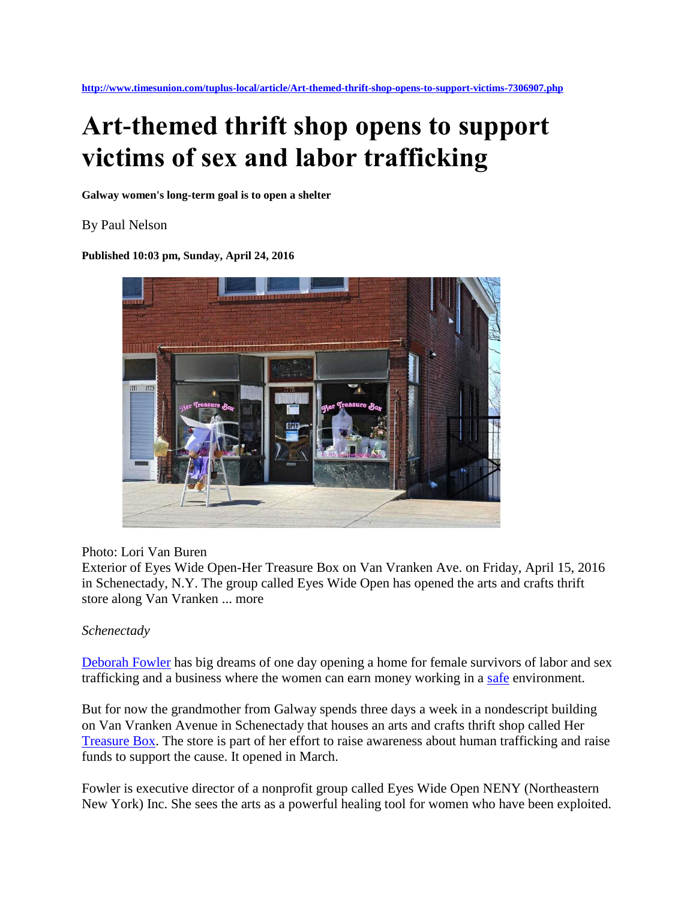http://www.timesunion.com/tuplus-local/article/Art-themed-thrift-shop-opens-to-support-victims-7306907.php

# Art-themed thrift shop opens to support victims of sex and labor trafficking

**Galway women's long-term goal is to open a shelter**

By Paul Nelson

**Published 10:03 pm, Sunday, April 24, 2016**

Photo: Lori Van Buren
Exterior of Eyes Wide Open-Her Treasure Box on Van Vranken Ave. on Friday, April 15, 2016 in Schenectady, N.Y. The group called Eyes Wide Open has opened the arts and crafts thrift store along Van Vranken ... more

*Schenectady*

Deborah Fowler has big dreams of one day opening a home for female survivors of labor and sex trafficking and a business where the women can earn money working in a safe environment.

But for now the grandmother from Galway spends three days a week in a nondescript building on Van Vranken Avenue in Schenectady that houses an arts and crafts thrift shop called Her Treasure Box. The store is part of her effort to raise awareness about human trafficking and raise funds to support the cause. It opened in March.

Fowler is executive director of a nonprofit group called Eyes Wide Open NENY (Northeastern New York) Inc. She sees the arts as a powerful healing tool for women who have been exploited.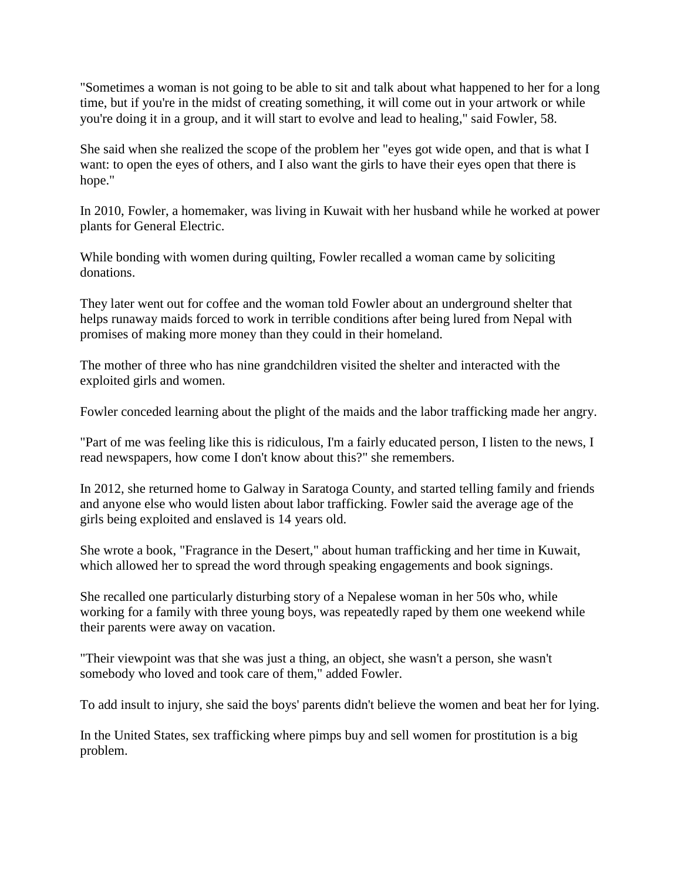"Sometimes a woman is not going to be able to sit and talk about what happened to her for a long time, but if you're in the midst of creating something, it will come out in your artwork or while you're doing it in a group, and it will start to evolve and lead to healing," said Fowler, 58.

She said when she realized the scope of the problem her "eyes got wide open, and that is what I want: to open the eyes of others, and I also want the girls to have their eyes open that there is hope."

In 2010, Fowler, a homemaker, was living in Kuwait with her husband while he worked at power plants for General Electric.

While bonding with women during quilting, Fowler recalled a woman came by soliciting donations.

They later went out for coffee and the woman told Fowler about an underground shelter that helps runaway maids forced to work in terrible conditions after being lured from Nepal with promises of making more money than they could in their homeland.

The mother of three who has nine grandchildren visited the shelter and interacted with the exploited girls and women.

Fowler conceded learning about the plight of the maids and the labor trafficking made her angry.

"Part of me was feeling like this is ridiculous, I'm a fairly educated person, I listen to the news, I read newspapers, how come I don't know about this?" she remembers.

In 2012, she returned home to Galway in Saratoga County, and started telling family and friends and anyone else who would listen about labor trafficking. Fowler said the average age of the girls being exploited and enslaved is 14 years old.

She wrote a book, "Fragrance in the Desert," about human trafficking and her time in Kuwait, which allowed her to spread the word through speaking engagements and book signings.

She recalled one particularly disturbing story of a Nepalese woman in her 50s who, while working for a family with three young boys, was repeatedly raped by them one weekend while their parents were away on vacation.

"Their viewpoint was that she was just a thing, an object, she wasn't a person, she wasn't somebody who loved and took care of them," added Fowler.

To add insult to injury, she said the boys' parents didn't believe the women and beat her for lying.

In the United States, sex trafficking where pimps buy and sell women for prostitution is a big problem.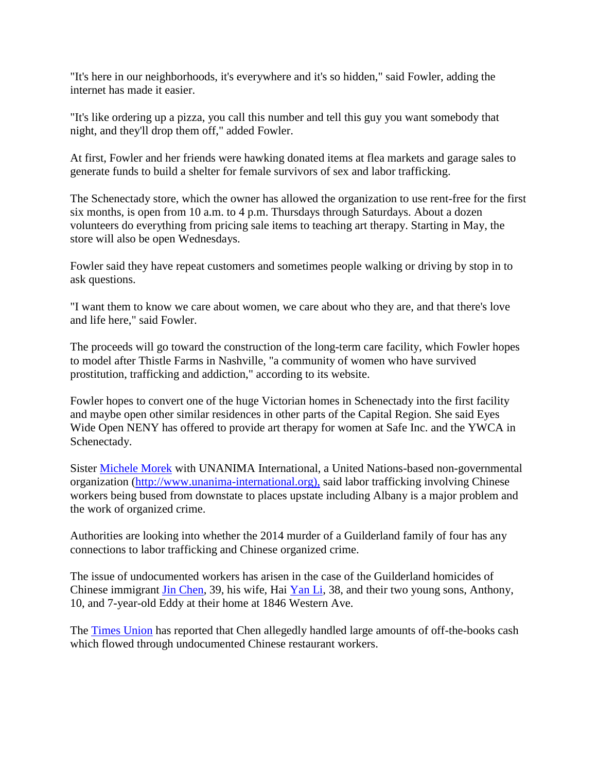"It's here in our neighborhoods, it's everywhere and it's so hidden," said Fowler, adding the internet has made it easier.

"It's like ordering up a pizza, you call this number and tell this guy you want somebody that night, and they'll drop them off," added Fowler.

At first, Fowler and her friends were hawking donated items at flea markets and garage sales to generate funds to build a shelter for female survivors of sex and labor trafficking.

The Schenectady store, which the owner has allowed the organization to use rent-free for the first six months, is open from 10 a.m. to 4 p.m. Thursdays through Saturdays. About a dozen volunteers do everything from pricing sale items to teaching art therapy. Starting in May, the store will also be open Wednesdays.

Fowler said they have repeat customers and sometimes people walking or driving by stop in to ask questions.

"I want them to know we care about women, we care about who they are, and that there's love and life here," said Fowler.

The proceeds will go toward the construction of the long-term care facility, which Fowler hopes to model after Thistle Farms in Nashville, "a community of women who have survived prostitution, trafficking and addiction," according to its website.

Fowler hopes to convert one of the huge Victorian homes in Schenectady into the first facility and maybe open other similar residences in other parts of the Capital Region. She said Eyes Wide Open NENY has offered to provide art therapy for women at Safe Inc. and the YWCA in Schenectady.

Sister [Michele Morek](#) with UNANIMA International, a United Nations-based non-governmental organization ([http://www.unanima-international.org),](http://www.unanima-international.org) said labor trafficking involving Chinese workers being bused from downstate to places upstate including Albany is a major problem and the work of organized crime.

Authorities are looking into whether the 2014 murder of a Guilderland family of four has any connections to labor trafficking and Chinese organized crime.

The issue of undocumented workers has arisen in the case of the Guilderland homicides of Chinese immigrant [Jin Chen](#), 39, his wife, Hai [Yan Li](#), 38, and their two young sons, Anthony, 10, and 7-year-old Eddy at their home at 1846 Western Ave.

The [Times Union](#) has reported that Chen allegedly handled large amounts of off-the-books cash which flowed through undocumented Chinese restaurant workers.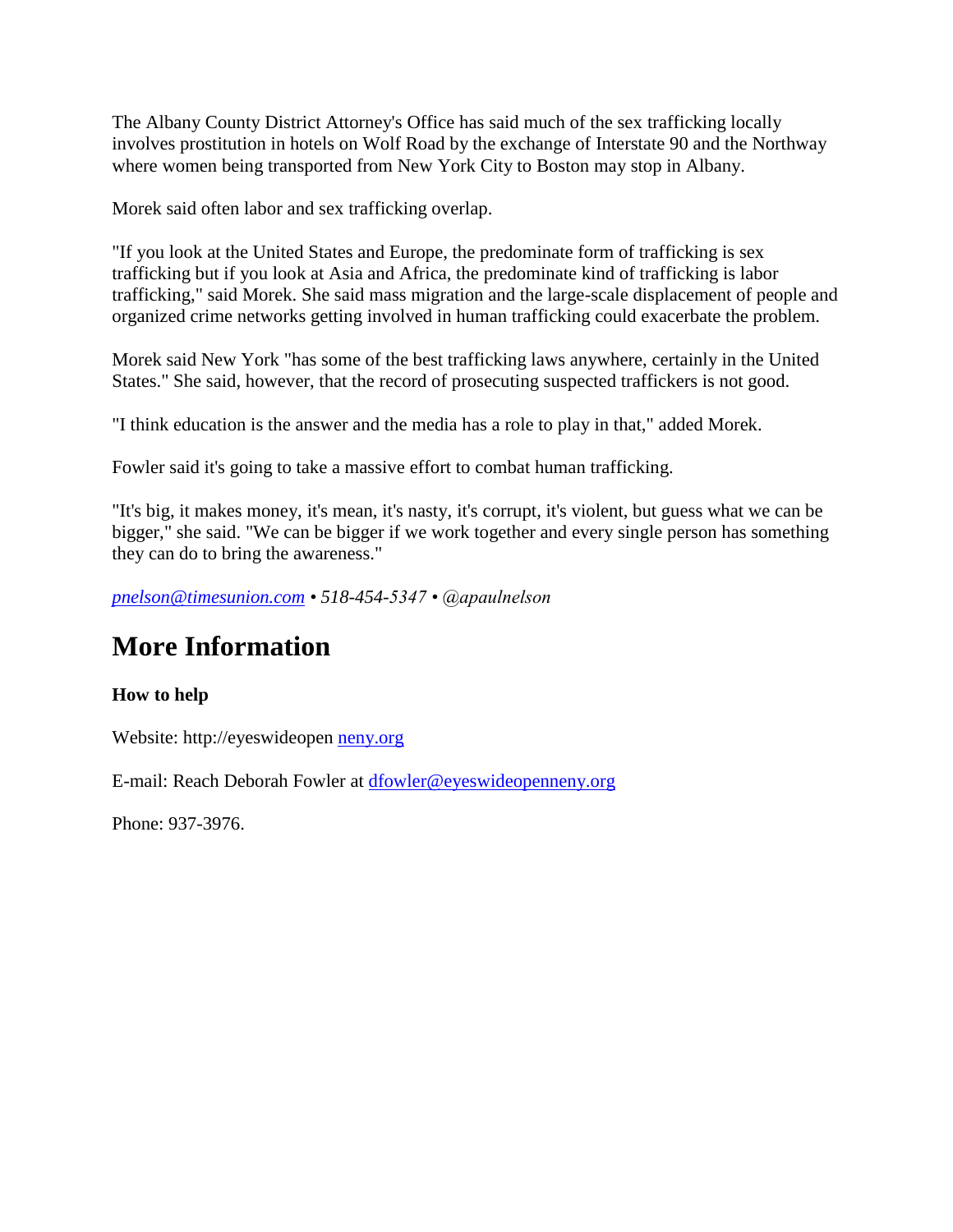The Albany County District Attorney's Office has said much of the sex trafficking locally involves prostitution in hotels on Wolf Road by the exchange of Interstate 90 and the Northway where women being transported from New York City to Boston may stop in Albany.

Morek said often labor and sex trafficking overlap.

"If you look at the United States and Europe, the predominate form of trafficking is sex trafficking but if you look at Asia and Africa, the predominate kind of trafficking is labor trafficking," said Morek. She said mass migration and the large-scale displacement of people and organized crime networks getting involved in human trafficking could exacerbate the problem.

Morek said New York "has some of the best trafficking laws anywhere, certainly in the United States." She said, however, that the record of prosecuting suspected traffickers is not good.

"I think education is the answer and the media has a role to play in that," added Morek.

Fowler said it's going to take a massive effort to combat human trafficking.

"It's big, it makes money, it's mean, it's nasty, it's corrupt, it's violent, but guess what we can be bigger," she said. "We can be bigger if we work together and every single person has something they can do to bring the awareness."

*pnelson@timesunion.com • 518-454-5347 • @apaulnelson*

## More Information

**How to help**

Website: http://eyeswideopen neny.org

E-mail: Reach Deborah Fowler at dfowler@eyeswideopenneny.org

Phone: 937-3976.